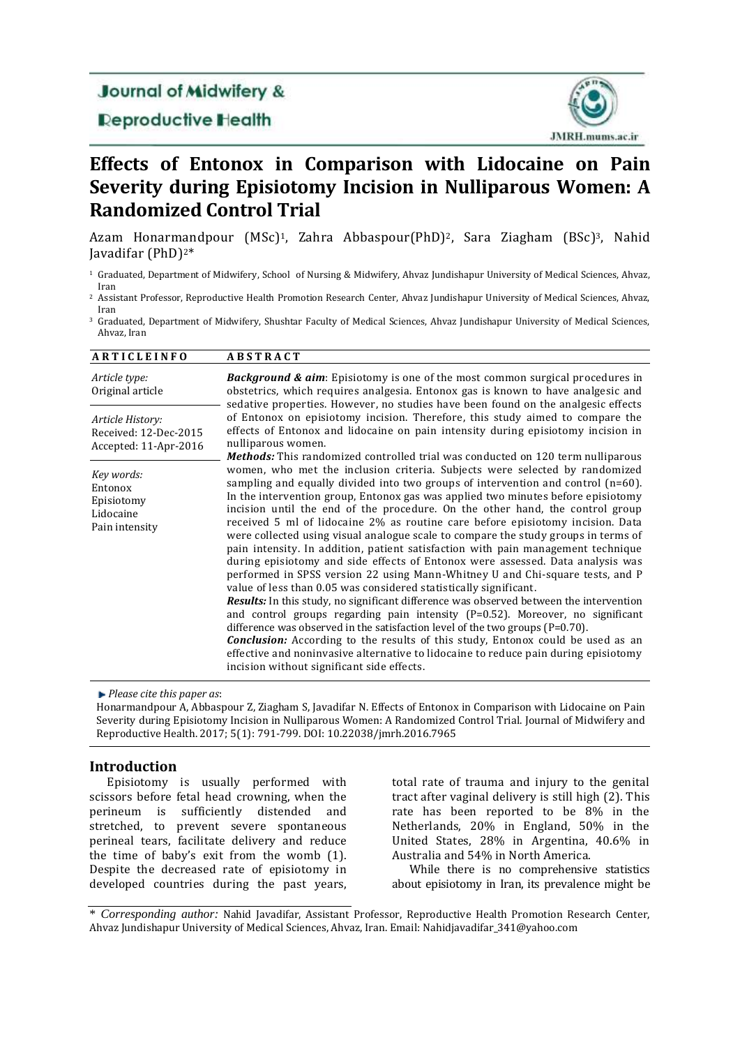Journal of Midwifery & Reproductive Health

JMRH.mums.ac.ir

# Effects of Entonox in Comparison with Lidocaine on Pain Severity during Episiotomy Incision in Nulliparous Women: A Randomized Control Trial

Azam Honarmandpour (MSc)[1], Zahra Abbaspour(PhD)[2], Sara Ziagham (BSc)[3], Nahid Javadifar (PhD)[2]*

[1] Graduated, Department of Midwifery, School of Nursing & Midwifery, Ahvaz Jundishapur University of Medical Sciences, Ahvaz, Iran

[2] Assistant Professor, Reproductive Health Promotion Research Center, Ahvaz Jundishapur University of Medical Sciences, Ahvaz, Iran

[3] Graduated, Department of Midwifery, Shushtar Faculty of Medical Sciences, Ahvaz Jundishapur University of Medical Sciences, Ahvaz, Iran

| ARTICLEINFO | ABSTRACT |
|---|---|
| *Article type:* Original article<br><br>*Article History:* Received: 12-Dec-2015 Accepted: 11-Apr-2016<br><br>*Key words:* Entonox Episiotomy Lidocaine Pain intensity | ***Background & aim***: Episiotomy is one of the most common surgical procedures in obstetrics, which requires analgesia. Entonox gas is known to have analgesic and sedative properties. However, no studies have been found on the analgesic effects of Entonox on episiotomy incision. Therefore, this study aimed to compare the effects of Entonox and lidocaine on pain intensity during episiotomy incision in nulliparous women.<br>***Methods:*** This randomized controlled trial was conducted on 120 term nulliparous women, who met the inclusion criteria. Subjects were selected by randomized sampling and equally divided into two groups of intervention and control (n=60). In the intervention group, Entonox gas was applied two minutes before episiotomy incision until the end of the procedure. On the other hand, the control group received 5 ml of lidocaine 2% as routine care before episiotomy incision. Data were collected using visual analogue scale to compare the study groups in terms of pain intensity. In addition, patient satisfaction with pain management technique during episiotomy and side effects of Entonox were assessed. Data analysis was performed in SPSS version 22 using Mann-Whitney U and Chi-square tests, and P value of less than 0.05 was considered statistically significant.<br>***Results:*** In this study, no significant difference was observed between the intervention and control groups regarding pain intensity (P=0.52). Moreover, no significant difference was observed in the satisfaction level of the two groups (P=0.70).<br>***Conclusion:*** According to the results of this study, Entonox could be used as an effective and noninvasive alternative to lidocaine to reduce pain during episiotomy incision without significant side effects. |

*Please cite this paper as*:

Honarmandpour A, Abbaspour Z, Ziagham S, Javadifar N. Effects of Entonox in Comparison with Lidocaine on Pain Severity during Episiotomy Incision in Nulliparous Women: A Randomized Control Trial. Journal of Midwifery and Reproductive Health. 2017; 5(1): 791-799. DOI: 10.22038/jmrh.2016.7965

## Introduction

Episiotomy is usually performed with scissors before fetal head crowning, when the perineum is sufficiently distended and stretched, to prevent severe spontaneous perineal tears, facilitate delivery and reduce the time of baby's exit from the womb (1). Despite the decreased rate of episiotomy in developed countries during the past years, total rate of trauma and injury to the genital tract after vaginal delivery is still high (2). This rate has been reported to be 8% in the Netherlands, 20% in England, 50% in the United States, 28% in Argentina, 40.6% in Australia and 54% in North America.

While there is no comprehensive statistics about episiotomy in Iran, its prevalence might be

\* *Corresponding author:* Nahid Javadifar, Assistant Professor, Reproductive Health Promotion Research Center, Ahvaz Jundishapur University of Medical Sciences, Ahvaz, Iran. Email: Nahidjavadifar_341@yahoo.com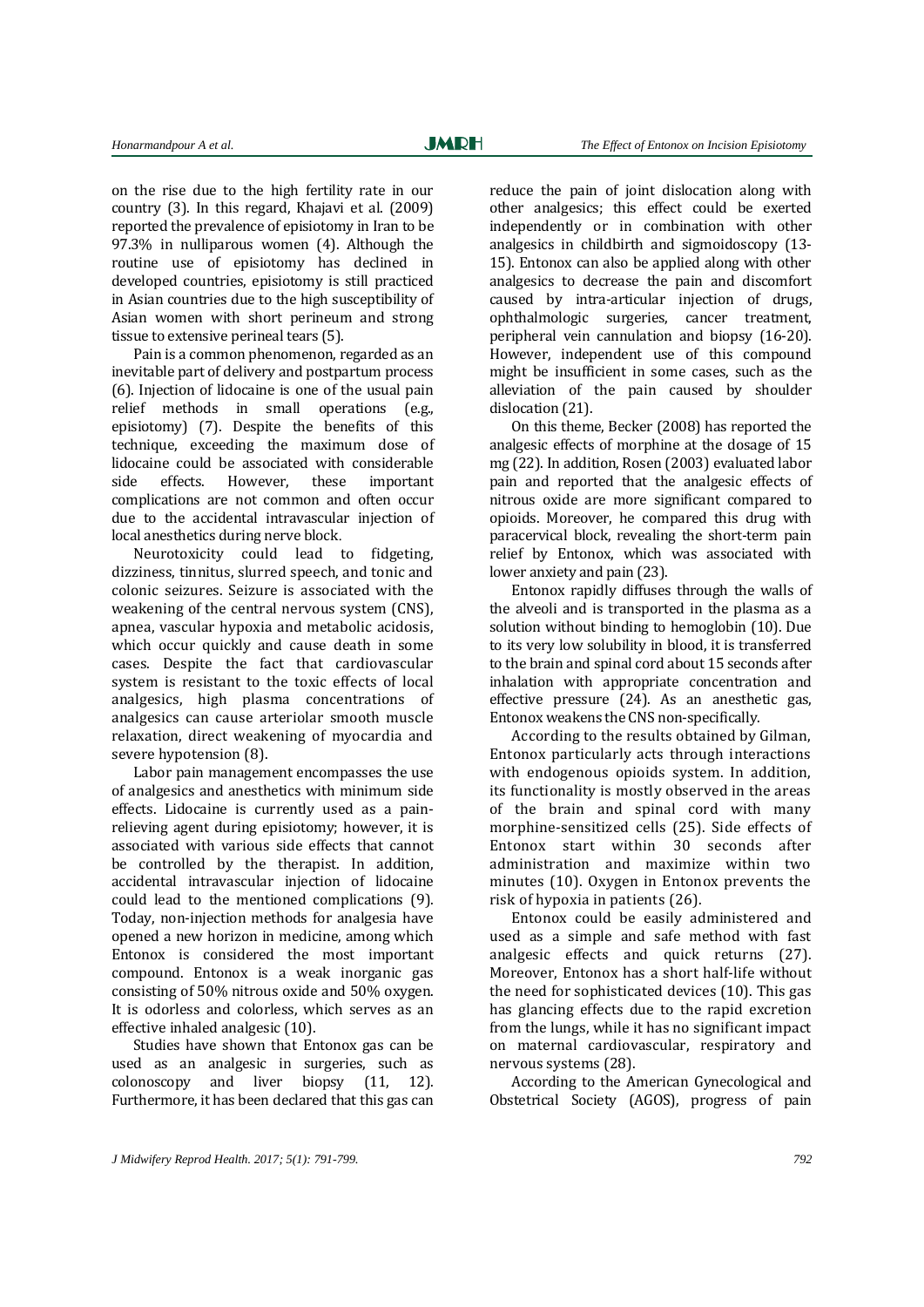on the rise due to the high fertility rate in our country (3). In this regard, Khajavi et al. (2009) reported the prevalence of episiotomy in Iran to be 97.3% in nulliparous women (4). Although the routine use of episiotomy has declined in developed countries, episiotomy is still practiced in Asian countries due to the high susceptibility of Asian women with short perineum and strong tissue to extensive perineal tears (5).

Pain is a common phenomenon, regarded as an inevitable part of delivery and postpartum process (6). Injection of lidocaine is one of the usual pain relief methods in small operations (e.g., episiotomy) (7). Despite the benefits of this technique, exceeding the maximum dose of lidocaine could be associated with considerable side effects. However, these important complications are not common and often occur due to the accidental intravascular injection of local anesthetics during nerve block.

Neurotoxicity could lead to fidgeting, dizziness, tinnitus, slurred speech, and tonic and colonic seizures. Seizure is associated with the weakening of the central nervous system (CNS), apnea, vascular hypoxia and metabolic acidosis, which occur quickly and cause death in some cases. Despite the fact that cardiovascular system is resistant to the toxic effects of local analgesics, high plasma concentrations of analgesics can cause arteriolar smooth muscle relaxation, direct weakening of myocardia and severe hypotension (8).

Labor pain management encompasses the use of analgesics and anesthetics with minimum side effects. Lidocaine is currently used as a pain-relieving agent during episiotomy; however, it is associated with various side effects that cannot be controlled by the therapist. In addition, accidental intravascular injection of lidocaine could lead to the mentioned complications (9). Today, non-injection methods for analgesia have opened a new horizon in medicine, among which Entonox is considered the most important compound. Entonox is a weak inorganic gas consisting of 50% nitrous oxide and 50% oxygen. It is odorless and colorless, which serves as an effective inhaled analgesic (10).

Studies have shown that Entonox gas can be used as an analgesic in surgeries, such as colonoscopy and liver biopsy (11, 12). Furthermore, it has been declared that this gas can reduce the pain of joint dislocation along with other analgesics; this effect could be exerted independently or in combination with other analgesics in childbirth and sigmoidoscopy (13-15). Entonox can also be applied along with other analgesics to decrease the pain and discomfort caused by intra-articular injection of drugs, ophthalmologic surgeries, cancer treatment, peripheral vein cannulation and biopsy (16-20). However, independent use of this compound might be insufficient in some cases, such as the alleviation of the pain caused by shoulder dislocation (21).

On this theme, Becker (2008) has reported the analgesic effects of morphine at the dosage of 15 mg (22). In addition, Rosen (2003) evaluated labor pain and reported that the analgesic effects of nitrous oxide are more significant compared to opioids. Moreover, he compared this drug with paracervical block, revealing the short-term pain relief by Entonox, which was associated with lower anxiety and pain (23).

Entonox rapidly diffuses through the walls of the alveoli and is transported in the plasma as a solution without binding to hemoglobin (10). Due to its very low solubility in blood, it is transferred to the brain and spinal cord about 15 seconds after inhalation with appropriate concentration and effective pressure (24). As an anesthetic gas, Entonox weakens the CNS non-specifically.

According to the results obtained by Gilman, Entonox particularly acts through interactions with endogenous opioids system. In addition, its functionality is mostly observed in the areas of the brain and spinal cord with many morphine-sensitized cells (25). Side effects of Entonox start within 30 seconds after administration and maximize within two minutes (10). Oxygen in Entonox prevents the risk of hypoxia in patients (26).

Entonox could be easily administered and used as a simple and safe method with fast analgesic effects and quick returns (27). Moreover, Entonox has a short half-life without the need for sophisticated devices (10). This gas has glancing effects due to the rapid excretion from the lungs, while it has no significant impact on maternal cardiovascular, respiratory and nervous systems (28).

According to the American Gynecological and Obstetrical Society (AGOS), progress of pain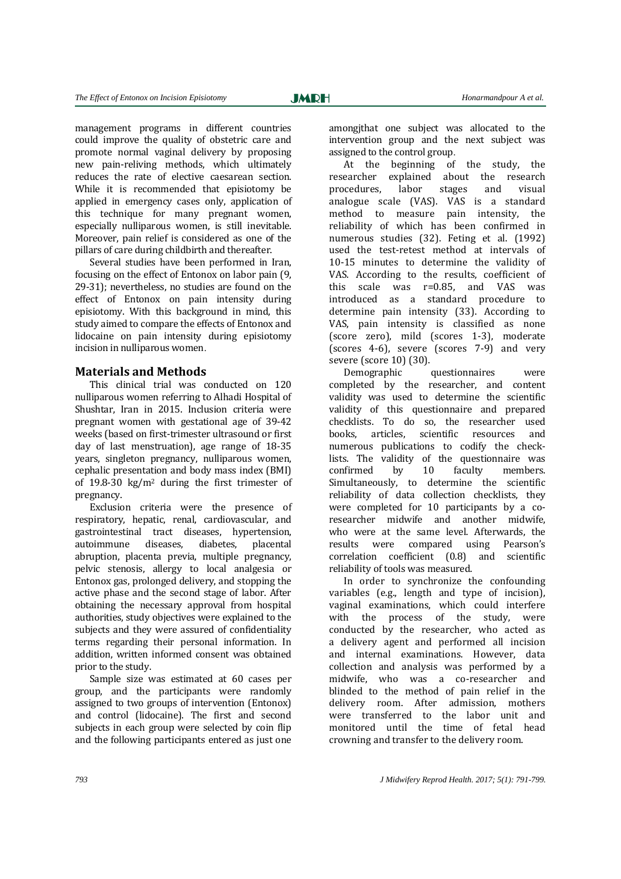management programs in different countries could improve the quality of obstetric care and promote normal vaginal delivery by proposing new pain-reliving methods, which ultimately reduces the rate of elective caesarean section. While it is recommended that episiotomy be applied in emergency cases only, application of this technique for many pregnant women, especially nulliparous women, is still inevitable. Moreover, pain relief is considered as one of the pillars of care during childbirth and thereafter.

Several studies have been performed in Iran, focusing on the effect of Entonox on labor pain (9, 29-31); nevertheless, no studies are found on the effect of Entonox on pain intensity during episiotomy. With this background in mind, this study aimed to compare the effects of Entonox and lidocaine on pain intensity during episiotomy incision in nulliparous women.

## Materials and Methods

This clinical trial was conducted on 120 nulliparous women referring to Alhadi Hospital of Shushtar, Iran in 2015. Inclusion criteria were pregnant women with gestational age of 39-42 weeks (based on first-trimester ultrasound or first day of last menstruation), age range of 18-35 years, singleton pregnancy, nulliparous women, cephalic presentation and body mass index (BMI) of 19.8-30 kg/m$^2$ during the first trimester of pregnancy.

Exclusion criteria were the presence of respiratory, hepatic, renal, cardiovascular, and gastrointestinal tract diseases, hypertension, autoimmune diseases, diabetes, placental abruption, placenta previa, multiple pregnancy, pelvic stenosis, allergy to local analgesia or Entonox gas, prolonged delivery, and stopping the active phase and the second stage of labor. After obtaining the necessary approval from hospital authorities, study objectives were explained to the subjects and they were assured of confidentiality terms regarding their personal information. In addition, written informed consent was obtained prior to the study.

Sample size was estimated at 60 cases per group, and the participants were randomly assigned to two groups of intervention (Entonox) and control (lidocaine). The first and second subjects in each group were selected by coin flip and the following participants entered as just one amongjthat one subject was allocated to the intervention group and the next subject was assigned to the control group.

At the beginning of the study, the researcher explained about the research procedures, labor stages and visual analogue scale (VAS). VAS is a standard method to measure pain intensity, the reliability of which has been confirmed in numerous studies (32). Feting et al. (1992) used the test-retest method at intervals of 10-15 minutes to determine the validity of VAS. According to the results, coefficient of this scale was r=0.85, and VAS was introduced as a standard procedure to determine pain intensity (33). According to VAS, pain intensity is classified as none (score zero), mild (scores 1-3), moderate (scores 4-6), severe (scores 7-9) and very severe (score 10) (30).

Demographic questionnaires were completed by the researcher, and content validity was used to determine the scientific validity of this questionnaire and prepared checklists. To do so, the researcher used books, articles, scientific resources and numerous publications to codify the check-lists. The validity of the questionnaire was confirmed by 10 faculty members. Simultaneously, to determine the scientific reliability of data collection checklists, they were completed for 10 participants by a co-researcher midwife and another midwife, who were at the same level. Afterwards, the results were compared using Pearson's correlation coefficient (0.8) and scientific reliability of tools was measured.

In order to synchronize the confounding variables (e.g., length and type of incision), vaginal examinations, which could interfere with the process of the study, were conducted by the researcher, who acted as a delivery agent and performed all incision and internal examinations. However, data collection and analysis was performed by a midwife, who was a co-researcher and blinded to the method of pain relief in the delivery room. After admission, mothers were transferred to the labor unit and monitored until the time of fetal head crowning and transfer to the delivery room.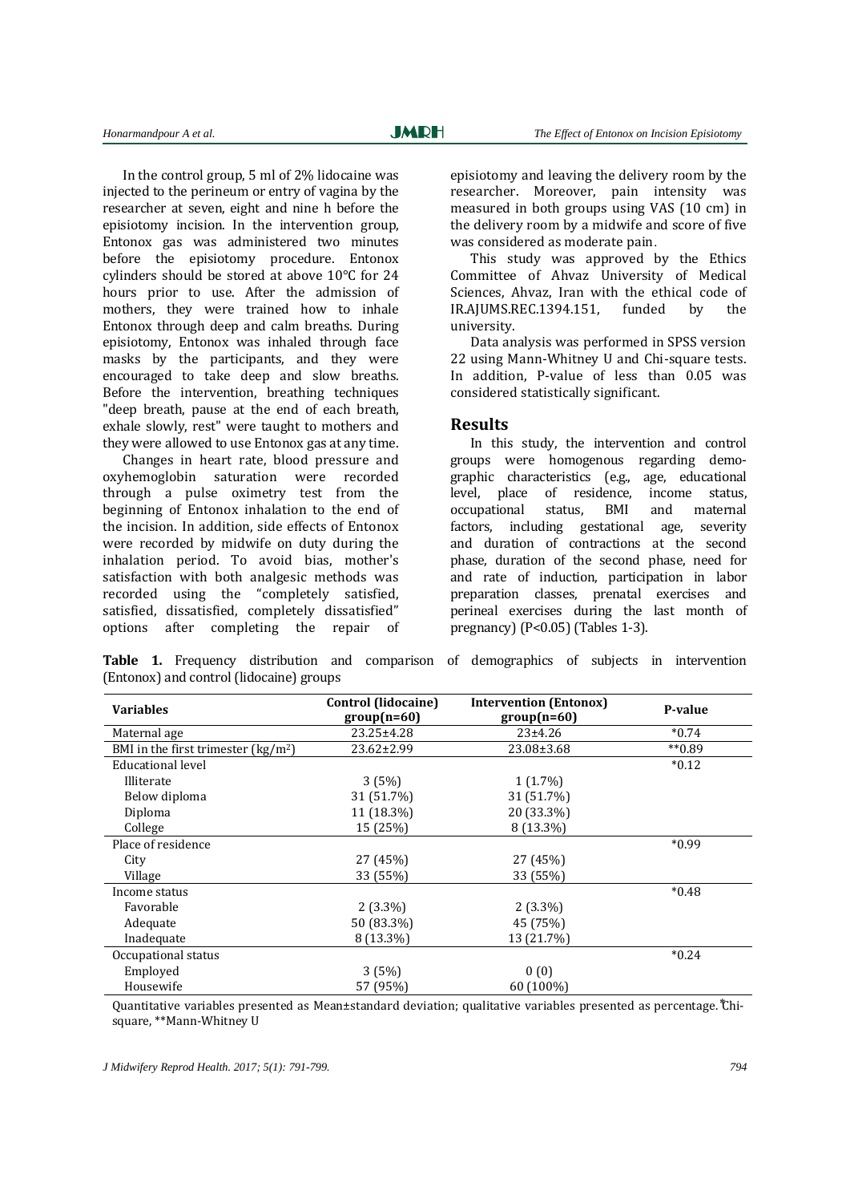In the control group, 5 ml of 2% lidocaine was injected to the perineum or entry of vagina by the researcher at seven, eight and nine h before the episiotomy incision. In the intervention group, Entonox gas was administered two minutes before the episiotomy procedure. Entonox cylinders should be stored at above 10°C for 24 hours prior to use. After the admission of mothers, they were trained how to inhale Entonox through deep and calm breaths. During episiotomy, Entonox was inhaled through face masks by the participants, and they were encouraged to take deep and slow breaths. Before the intervention, breathing techniques "deep breath, pause at the end of each breath, exhale slowly, rest" were taught to mothers and they were allowed to use Entonox gas at any time.

Changes in heart rate, blood pressure and oxyhemoglobin saturation were recorded through a pulse oximetry test from the beginning of Entonox inhalation to the end of the incision. In addition, side effects of Entonox were recorded by midwife on duty during the inhalation period. To avoid bias, mother's satisfaction with both analgesic methods was recorded using the "completely satisfied, satisfied, dissatisfied, completely dissatisfied" options after completing the repair of episiotomy and leaving the delivery room by the researcher. Moreover, pain intensity was measured in both groups using VAS (10 cm) in the delivery room by a midwife and score of five was considered as moderate pain.

This study was approved by the Ethics Committee of Ahvaz University of Medical Sciences, Ahvaz, Iran with the ethical code of IR.AJUMS.REC.1394.151, funded by the university.

Data analysis was performed in SPSS version 22 using Mann-Whitney U and Chi-square tests. In addition, P-value of less than 0.05 was considered statistically significant.

## Results

In this study, the intervention and control groups were homogenous regarding demographic characteristics (e.g., age, educational level, place of residence, income status, occupational status, BMI and maternal factors, including gestational age, severity and duration of contractions at the second phase, duration of the second phase, need for and rate of induction, participation in labor preparation classes, prenatal exercises and perineal exercises during the last month of pregnancy) (P<0.05) (Tables 1-3).

**Table 1.** Frequency distribution and comparison of demographics of subjects in intervention (Entonox) and control (lidocaine) groups

| Variables | Control (lidocaine) group(n=60) | Intervention (Entonox) group(n=60) | P-value |
|---|---|---|---|
| Maternal age | 23.25±4.28 | 23±4.26 | *0.74 |
| BMI in the first trimester (kg/m$^2$) | 23.62±2.99 | 23.08±3.68 | **0.89 |
| Educational level | | | *0.12 |
| Illiterate | 3 (5%) | 1 (1.7%) | |
| Below diploma | 31 (51.7%) | 31 (51.7%) | |
| Diploma | 11 (18.3%) | 20 (33.3%) | |
| College | 15 (25%) | 8 (13.3%) | |
| Place of residence | | | *0.99 |
| City | 27 (45%) | 27 (45%) | |
| Village | 33 (55%) | 33 (55%) | |
| Income status | | | *0.48 |
| Favorable | 2 (3.3%) | 2 (3.3%) | |
| Adequate | 50 (83.3%) | 45 (75%) | |
| Inadequate | 8 (13.3%) | 13 (21.7%) | |
| Occupational status | | | *0.24 |
| Employed | 3 (5%) | 0 (0) | |
| Housewife | 57 (95%) | 60 (100%) | |

Quantitative variables presented as Mean±standard deviation; qualitative variables presented as percentage. *Chi-square, **Mann-Whitney U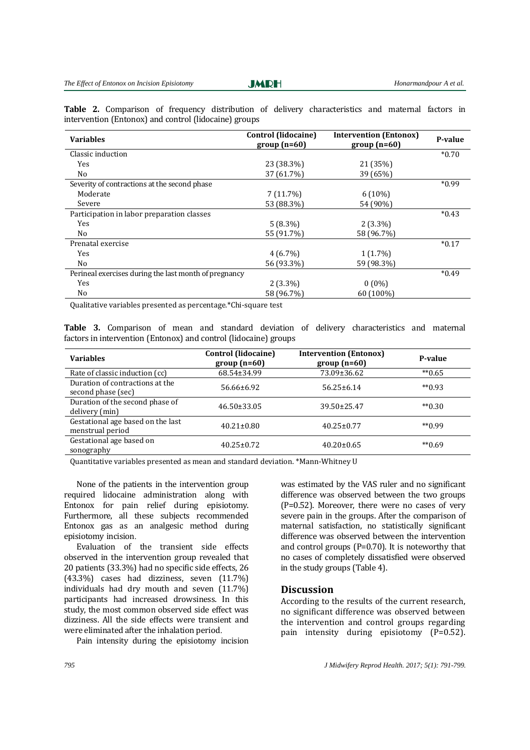**Table 2.** Comparison of frequency distribution of delivery characteristics and maternal factors in intervention (Entonox) and control (lidocaine) groups

| Variables | Control (lidocaine) group (n=60) | Intervention (Entonox) group (n=60) | P-value |
|---|---|---|---|
| Classic induction | | | *0.70 |
| Yes | 23 (38.3%) | 21 (35%) | |
| No | 37 (61.7%) | 39 (65%) | |
| Severity of contractions at the second phase | | | *0.99 |
| Moderate | 7 (11.7%) | 6 (10%) | |
| Severe | 53 (88.3%) | 54 (90%) | |
| Participation in labor preparation classes | | | *0.43 |
| Yes | 5 (8.3%) | 2 (3.3%) | |
| No | 55 (91.7%) | 58 (96.7%) | |
| Prenatal exercise | | | *0.17 |
| Yes | 4 (6.7%) | 1 (1.7%) | |
| No | 56 (93.3%) | 59 (98.3%) | |
| Perineal exercises during the last month of pregnancy | | | *0.49 |
| Yes | 2 (3.3%) | 0 (0%) | |
| No | 58 (96.7%) | 60 (100%) | |

Qualitative variables presented as percentage.*Chi-square test

**Table 3.** Comparison of mean and standard deviation of delivery characteristics and maternal factors in intervention (Entonox) and control (lidocaine) groups

| Variables | Control (lidocaine) group (n=60) | Intervention (Entonox) group (n=60) | P-value |
|---|---|---|---|
| Rate of classic induction (cc) | 68.54±34.99 | 73.09±36.62 | **0.65 |
| Duration of contractions at the second phase (sec) | 56.66±6.92 | 56.25±6.14 | **0.93 |
| Duration of the second phase of delivery (min) | 46.50±33.05 | 39.50±25.47 | **0.30 |
| Gestational age based on the last menstrual period | 40.21±0.80 | 40.25±0.77 | **0.99 |
| Gestational age based on sonography | 40.25±0.72 | 40.20±0.65 | **0.69 |

Quantitative variables presented as mean and standard deviation. *Mann-Whitney U

None of the patients in the intervention group required lidocaine administration along with Entonox for pain relief during episiotomy. Furthermore, all these subjects recommended Entonox gas as an analgesic method during episiotomy incision.

Evaluation of the transient side effects observed in the intervention group revealed that 20 patients (33.3%) had no specific side effects, 26 (43.3%) cases had dizziness, seven (11.7%) individuals had dry mouth and seven (11.7%) participants had increased drowsiness. In this study, the most common observed side effect was dizziness. All the side effects were transient and were eliminated after the inhalation period.

Pain intensity during the episiotomy incision was estimated by the VAS ruler and no significant difference was observed between the two groups (P=0.52). Moreover, there were no cases of very severe pain in the groups. After the comparison of maternal satisfaction, no statistically significant difference was observed between the intervention and control groups (P=0.70). It is noteworthy that no cases of completely dissatisfied were observed in the study groups (Table 4).

## Discussion

According to the results of the current research, no significant difference was observed between the intervention and control groups regarding pain intensity during episiotomy (P=0.52).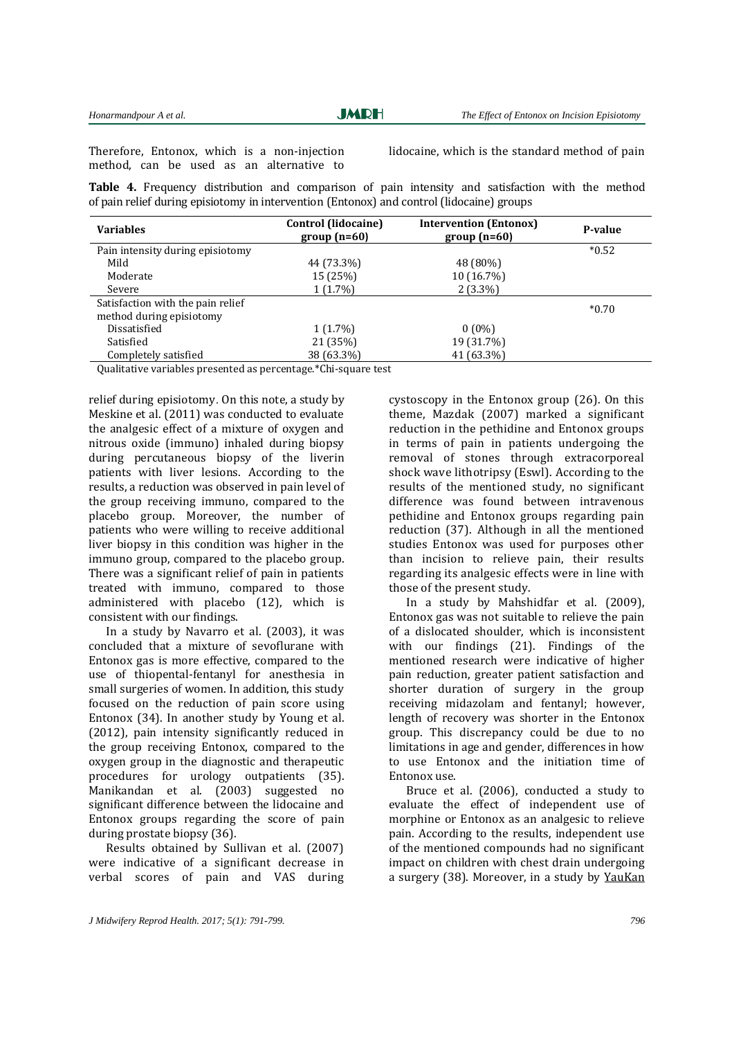Therefore, Entonox, which is a non-injection method, can be used as an alternative to lidocaine, which is the standard method of pain

**Table 4.** Frequency distribution and comparison of pain intensity and satisfaction with the method of pain relief during episiotomy in intervention (Entonox) and control (lidocaine) groups

| Variables | Control (lidocaine) group (n=60) | Intervention (Entonox) group (n=60) | P-value |
|---|---|---|---|
| Pain intensity during episiotomy | | | *0.52 |
| Mild | 44 (73.3%) | 48 (80%) | |
| Moderate | 15 (25%) | 10 (16.7%) | |
| Severe | 1 (1.7%) | 2 (3.3%) | |
| Satisfaction with the pain relief method during episiotomy | | | *0.70 |
| Dissatisfied | 1 (1.7%) | 0 (0%) | |
| Satisfied | 21 (35%) | 19 (31.7%) | |
| Completely satisfied | 38 (63.3%) | 41 (63.3%) | |

Qualitative variables presented as percentage.*Chi-square test

relief during episiotomy. On this note, a study by Meskine et al. (2011) was conducted to evaluate the analgesic effect of a mixture of oxygen and nitrous oxide (immuno) inhaled during biopsy during percutaneous biopsy of the liverin patients with liver lesions. According to the results, a reduction was observed in pain level of the group receiving immuno, compared to the placebo group. Moreover, the number of patients who were willing to receive additional liver biopsy in this condition was higher in the immuno group, compared to the placebo group. There was a significant relief of pain in patients treated with immuno, compared to those administered with placebo (12), which is consistent with our findings.

In a study by Navarro et al. (2003), it was concluded that a mixture of sevoflurane with Entonox gas is more effective, compared to the use of thiopental-fentanyl for anesthesia in small surgeries of women. In addition, this study focused on the reduction of pain score using Entonox (34). In another study by Young et al. (2012), pain intensity significantly reduced in the group receiving Entonox, compared to the oxygen group in the diagnostic and therapeutic procedures for urology outpatients (35). Manikandan et al. (2003) suggested no significant difference between the lidocaine and Entonox groups regarding the score of pain during prostate biopsy (36).

Results obtained by Sullivan et al. (2007) were indicative of a significant decrease in verbal scores of pain and VAS during cystoscopy in the Entonox group (26). On this theme, Mazdak (2007) marked a significant reduction in the pethidine and Entonox groups in terms of pain in patients undergoing the removal of stones through extracorporeal shock wave lithotripsy (Eswl). According to the results of the mentioned study, no significant difference was found between intravenous pethidine and Entonox groups regarding pain reduction (37). Although in all the mentioned studies Entonox was used for purposes other than incision to relieve pain, their results regarding its analgesic effects were in line with those of the present study.

In a study by Mahshidfar et al. (2009), Entonox gas was not suitable to relieve the pain of a dislocated shoulder, which is inconsistent with our findings (21). Findings of the mentioned research were indicative of higher pain reduction, greater patient satisfaction and shorter duration of surgery in the group receiving midazolam and fentanyl; however, length of recovery was shorter in the Entonox group. This discrepancy could be due to no limitations in age and gender, differences in how to use Entonox and the initiation time of Entonox use.

Bruce et al. (2006), conducted a study to evaluate the effect of independent use of morphine or Entonox as an analgesic to relieve pain. According to the results, independent use of the mentioned compounds had no significant impact on children with chest drain undergoing a surgery (38). Moreover, in a study by YauKan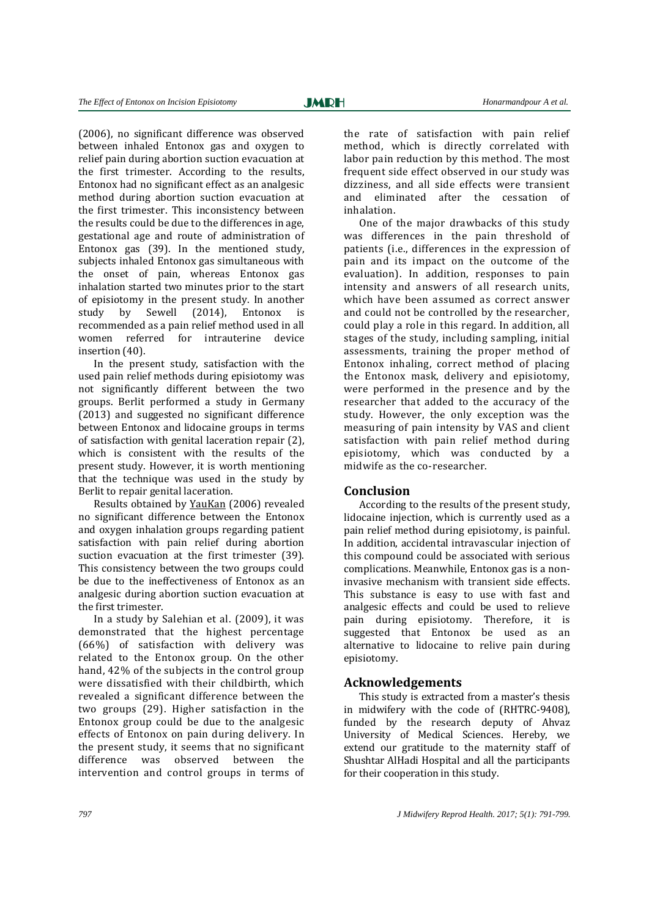(2006), no significant difference was observed between inhaled Entonox gas and oxygen to relief pain during abortion suction evacuation at the first trimester. According to the results, Entonox had no significant effect as an analgesic method during abortion suction evacuation at the first trimester. This inconsistency between the results could be due to the differences in age, gestational age and route of administration of Entonox gas (39). In the mentioned study, subjects inhaled Entonox gas simultaneous with the onset of pain, whereas Entonox gas inhalation started two minutes prior to the start of episiotomy in the present study. In another study by Sewell (2014), Entonox is recommended as a pain relief method used in all women referred for intrauterine device insertion (40).

In the present study, satisfaction with the used pain relief methods during episiotomy was not significantly different between the two groups. Berlit performed a study in Germany (2013) and suggested no significant difference between Entonox and lidocaine groups in terms of satisfaction with genital laceration repair (2), which is consistent with the results of the present study. However, it is worth mentioning that the technique was used in the study by Berlit to repair genital laceration.

Results obtained by YauKan (2006) revealed no significant difference between the Entonox and oxygen inhalation groups regarding patient satisfaction with pain relief during abortion suction evacuation at the first trimester (39). This consistency between the two groups could be due to the ineffectiveness of Entonox as an analgesic during abortion suction evacuation at the first trimester.

In a study by Salehian et al. (2009), it was demonstrated that the highest percentage (66%) of satisfaction with delivery was related to the Entonox group. On the other hand, 42% of the subjects in the control group were dissatisfied with their childbirth, which revealed a significant difference between the two groups (29). Higher satisfaction in the Entonox group could be due to the analgesic effects of Entonox on pain during delivery. In the present study, it seems that no significant difference was observed between the intervention and control groups in terms of the rate of satisfaction with pain relief method, which is directly correlated with labor pain reduction by this method. The most frequent side effect observed in our study was dizziness, and all side effects were transient and eliminated after the cessation of inhalation.

One of the major drawbacks of this study was differences in the pain threshold of patients (i.e., differences in the expression of pain and its impact on the outcome of the evaluation). In addition, responses to pain intensity and answers of all research units, which have been assumed as correct answer and could not be controlled by the researcher, could play a role in this regard. In addition, all stages of the study, including sampling, initial assessments, training the proper method of Entonox inhaling, correct method of placing the Entonox mask, delivery and episiotomy, were performed in the presence and by the researcher that added to the accuracy of the study. However, the only exception was the measuring of pain intensity by VAS and client satisfaction with pain relief method during episiotomy, which was conducted by a midwife as the co-researcher.

## Conclusion

According to the results of the present study, lidocaine injection, which is currently used as a pain relief method during episiotomy, is painful. In addition, accidental intravascular injection of this compound could be associated with serious complications. Meanwhile, Entonox gas is a non-invasive mechanism with transient side effects. This substance is easy to use with fast and analgesic effects and could be used to relieve pain during episiotomy. Therefore, it is suggested that Entonox be used as an alternative to lidocaine to relive pain during episiotomy.

## Acknowledgements

This study is extracted from a master's thesis in midwifery with the code of (RHTRC-9408), funded by the research deputy of Ahvaz University of Medical Sciences. Hereby, we extend our gratitude to the maternity staff of Shushtar AlHadi Hospital and all the participants for their cooperation in this study.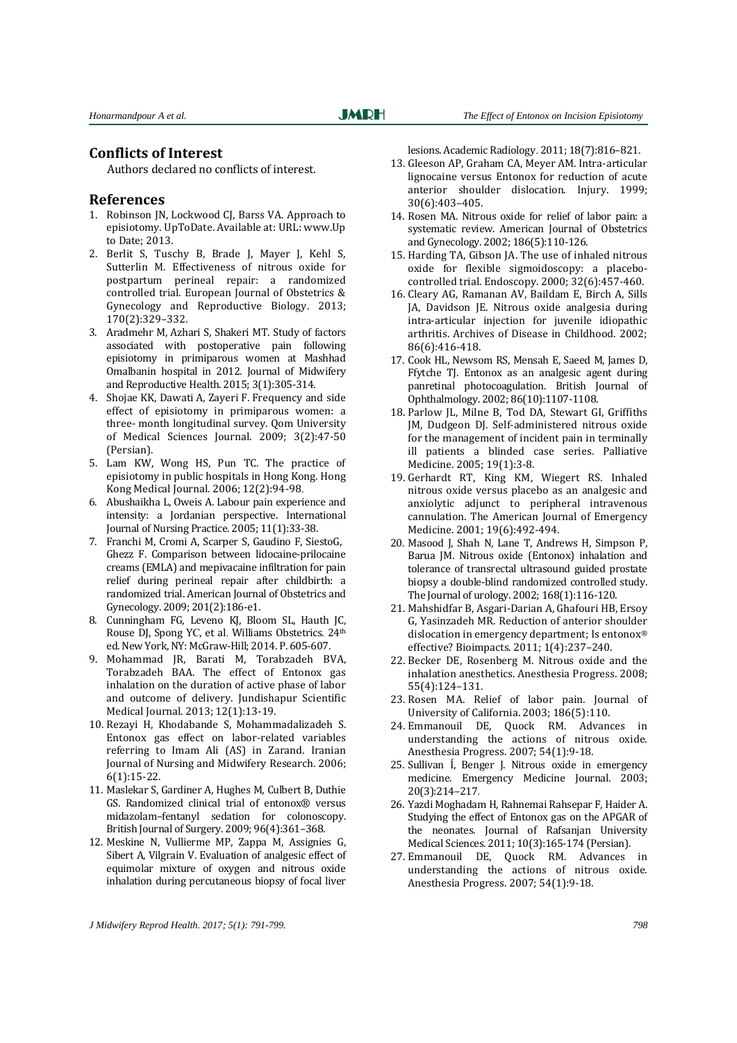## Conflicts of Interest

Authors declared no conflicts of interest.

## References

1. Robinson JN, Lockwood CJ, Barss VA. Approach to episiotomy. UpToDate. Available at: URL: www.Up to Date; 2013.
2. Berlit S, Tuschy B, Brade J, Mayer J, Kehl S, Sutterlin M. Effectiveness of nitrous oxide for postpartum perineal repair: a randomized controlled trial. European Journal of Obstetrics & Gynecology and Reproductive Biology. 2013; 170(2):329–332.
3. Aradmehr M, Azhari S, Shakeri MT. Study of factors associated with postoperative pain following episiotomy in primiparous women at Mashhad Omalbanin hospital in 2012. Journal of Midwifery and Reproductive Health. 2015; 3(1):305-314.
4. Shojae KK, Dawati A, Zayeri F. Frequency and side effect of episiotomy in primiparous women: a three- month longitudinal survey. Qom University of Medical Sciences Journal. 2009; 3(2):47-50 (Persian).
5. Lam KW, Wong HS, Pun TC. The practice of episiotomy in public hospitals in Hong Kong. Hong Kong Medical Journal. 2006; 12(2):94-98.
6. Abushaikha L, Oweis A. Labour pain experience and intensity: a Jordanian perspective. International Journal of Nursing Practice. 2005; 11(1):33-38.
7. Franchi M, Cromi A, Scarper S, Gaudino F, SiestoG, Ghezz F. Comparison between lidocaine-prilocaine creams (EMLA) and mepivacaine infiltration for pain relief during perineal repair after childbirth: a randomized trial. American Journal of Obstetrics and Gynecology. 2009; 201(2):186-e1.
8. Cunningham FG, Leveno KJ, Bloom SL, Hauth JC, Rouse DJ, Spong YC, et al. Williams Obstetrics. 24th ed. New York, NY: McGraw-Hill; 2014. P. 605-607.
9. Mohammad JR, Barati M, Torabzadeh BVA, Torabzadeh BAA. The effect of Entonox gas inhalation on the duration of active phase of labor and outcome of delivery. Jundishapur Scientific Medical Journal. 2013; 12(1):13-19.
10. Rezayi H, Khodabande S, Mohammadalizadeh S. Entonox gas effect on labor-related variables referring to Imam Ali (AS) in Zarand. Iranian Journal of Nursing and Midwifery Research. 2006; 6(1):15-22.
11. Maslekar S, Gardiner A, Hughes M, Culbert B, Duthie GS. Randomized clinical trial of entonox® versus midazolam–fentanyl sedation for colonoscopy. British Journal of Surgery. 2009; 96(4):361–368.
12. Meskine N, Vullierme MP, Zappa M, Assignies G, Sibert A, Vilgrain V. Evaluation of analgesic effect of equimolar mixture of oxygen and nitrous oxide inhalation during percutaneous biopsy of focal liver lesions. Academic Radiology. 2011; 18(7):816–821.
13. Gleeson AP, Graham CA, Meyer AM. Intra-articular lignocaine versus Entonox for reduction of acute anterior shoulder dislocation. Injury. 1999; 30(6):403–405.
14. Rosen MA. Nitrous oxide for relief of labor pain: a systematic review. American Journal of Obstetrics and Gynecology. 2002; 186(5):110-126.
15. Harding TA, Gibson JA. The use of inhaled nitrous oxide for flexible sigmoidoscopy: a placebo-controlled trial. Endoscopy. 2000; 32(6):457-460.
16. Cleary AG, Ramanan AV, Baildam E, Birch A, Sills JA, Davidson JE. Nitrous oxide analgesia during intra-articular injection for juvenile idiopathic arthritis. Archives of Disease in Childhood. 2002; 86(6):416-418.
17. Cook HL, Newsom RS, Mensah E, Saeed M, James D, Ffytche TJ. Entonox as an analgesic agent during panretinal photocoagulation. British Journal of Ophthalmology. 2002; 86(10):1107-1108.
18. Parlow JL, Milne B, Tod DA, Stewart GI, Griffiths JM, Dudgeon DJ. Self-administered nitrous oxide for the management of incident pain in terminally ill patients a blinded case series. Palliative Medicine. 2005; 19(1):3-8.
19. Gerhardt RT, King KM, Wiegert RS. Inhaled nitrous oxide versus placebo as an analgesic and anxiolytic adjunct to peripheral intravenous cannulation. The American Journal of Emergency Medicine. 2001; 19(6):492-494.
20. Masood J, Shah N, Lane T, Andrews H, Simpson P, Barua JM. Nitrous oxide (Entonox) inhalation and tolerance of transrectal ultrasound guided prostate biopsy a double-blind randomized controlled study. The Journal of urology. 2002; 168(1):116-120.
21. Mahshidfar B, Asgari-Darian A, Ghafouri HB, Ersoy G, Yasinzadeh MR. Reduction of anterior shoulder dislocation in emergency department; Is entonox® effective? Bioimpacts. 2011; 1(4):237–240.
22. Becker DE, Rosenberg M. Nitrous oxide and the inhalation anesthetics. Anesthesia Progress. 2008; 55(4):124–131.
23. Rosen MA. Relief of labor pain. Journal of University of California. 2003; 186(5):110.
24. Emmanouil DE, Quock RM. Advances in understanding the actions of nitrous oxide. Anesthesia Progress. 2007; 54(1):9-18.
25. Sullivan Í, Benger J. Nitrous oxide in emergency medicine. Emergency Medicine Journal. 2003; 20(3):214–217.
26. Yazdi Moghadam H, Rahnemai Rahsepar F, Haider A. Studying the effect of Entonox gas on the APGAR of the neonates. Journal of Rafsanjan University Medical Sciences. 2011; 10(3):165-174 (Persian).
27. Emmanouil DE, Quock RM. Advances in understanding the actions of nitrous oxide. Anesthesia Progress. 2007; 54(1):9-18.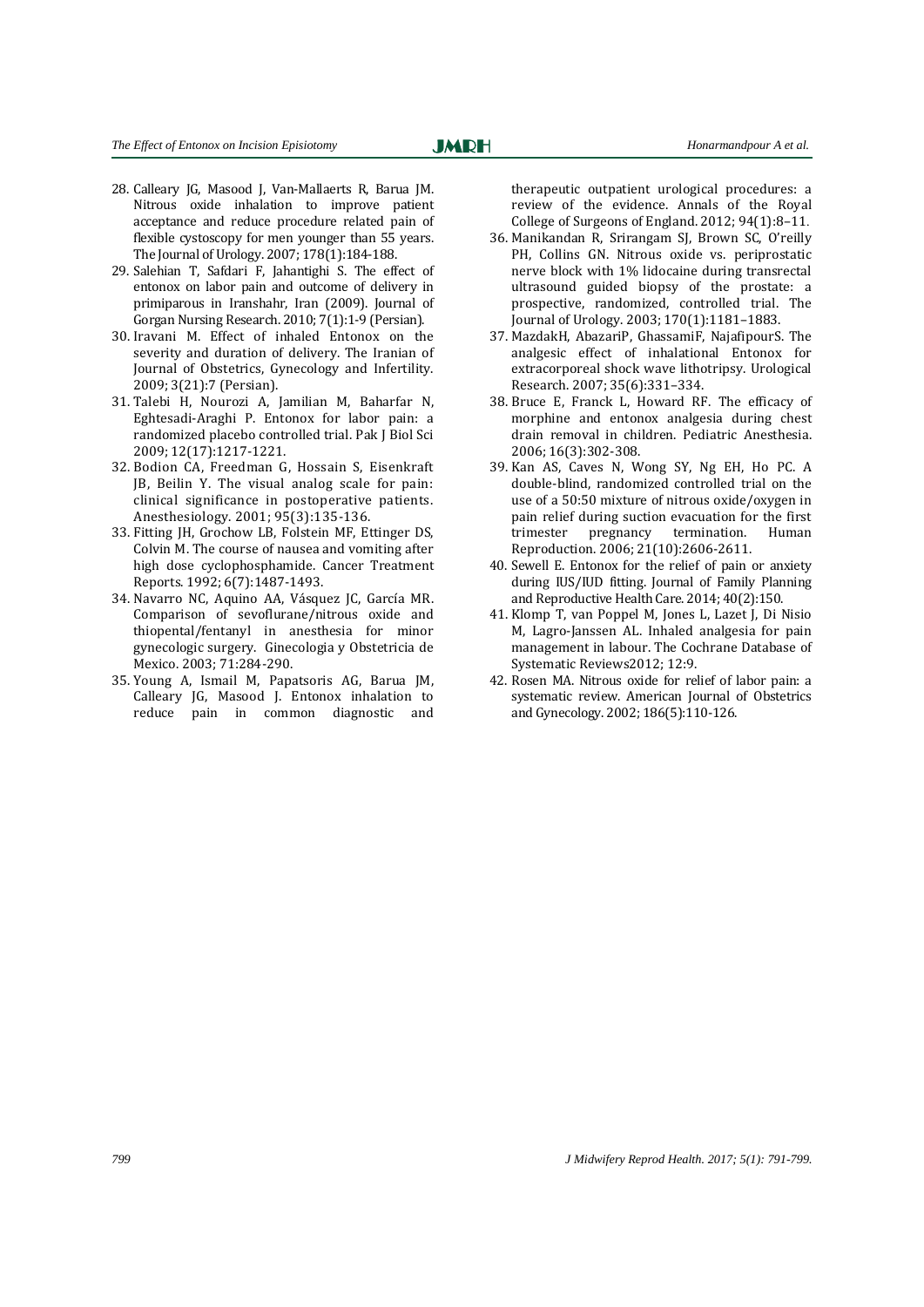28. Calleary JG, Masood J, Van-Mallaerts R, Barua JM. Nitrous oxide inhalation to improve patient acceptance and reduce procedure related pain of flexible cystoscopy for men younger than 55 years. The Journal of Urology. 2007; 178(1):184-188.
29. Salehian T, Safdari F, Jahantighi S. The effect of entonox on labor pain and outcome of delivery in primiparous in Iranshahr, Iran (2009). Journal of Gorgan Nursing Research. 2010; 7(1):1-9 (Persian).
30. Iravani M. Effect of inhaled Entonox on the severity and duration of delivery. The Iranian of Journal of Obstetrics, Gynecology and Infertility. 2009; 3(21):7 (Persian).
31. Talebi H, Nourozi A, Jamilian M, Baharfar N, Eghtesadi-Araghi P. Entonox for labor pain: a randomized placebo controlled trial. Pak J Biol Sci 2009; 12(17):1217-1221.
32. Bodion CA, Freedman G, Hossain S, Eisenkraft JB, Beilin Y. The visual analog scale for pain: clinical significance in postoperative patients. Anesthesiology. 2001; 95(3):135-136.
33. Fitting JH, Grochow LB, Folstein MF, Ettinger DS, Colvin M. The course of nausea and vomiting after high dose cyclophosphamide. Cancer Treatment Reports. 1992; 6(7):1487-1493.
34. Navarro NC, Aquino AA, Vásquez JC, García MR. Comparison of sevoflurane/nitrous oxide and thiopental/fentanyl in anesthesia for minor gynecologic surgery. Ginecologia y Obstetricia de Mexico. 2003; 71:284-290.
35. Young A, Ismail M, Papatsoris AG, Barua JM, Calleary JG, Masood J. Entonox inhalation to reduce pain in common diagnostic and therapeutic outpatient urological procedures: a review of the evidence. Annals of the Royal College of Surgeons of England. 2012; 94(1):8–11.
36. Manikandan R, Srirangam SJ, Brown SC, O'reilly PH, Collins GN. Nitrous oxide vs. periprostatic nerve block with 1% lidocaine during transrectal ultrasound guided biopsy of the prostate: a prospective, randomized, controlled trial. The Journal of Urology. 2003; 170(1):1181–1883.
37. MazdakH, AbazariP, GhassamiF, NajafipourS. The analgesic effect of inhalational Entonox for extracorporeal shock wave lithotripsy. Urological Research. 2007; 35(6):331–334.
38. Bruce E, Franck L, Howard RF. The efficacy of morphine and entonox analgesia during chest drain removal in children. Pediatric Anesthesia. 2006; 16(3):302-308.
39. Kan AS, Caves N, Wong SY, Ng EH, Ho PC. A double-blind, randomized controlled trial on the use of a 50:50 mixture of nitrous oxide/oxygen in pain relief during suction evacuation for the first trimester pregnancy termination. Human Reproduction. 2006; 21(10):2606-2611.
40. Sewell E. Entonox for the relief of pain or anxiety during IUS/IUD fitting. Journal of Family Planning and Reproductive Health Care. 2014; 40(2):150.
41. Klomp T, van Poppel M, Jones L, Lazet J, Di Nisio M, Lagro-Janssen AL. Inhaled analgesia for pain management in labour. The Cochrane Database of Systematic Reviews2012; 12:9.
42. Rosen MA. Nitrous oxide for relief of labor pain: a systematic review. American Journal of Obstetrics and Gynecology. 2002; 186(5):110-126.